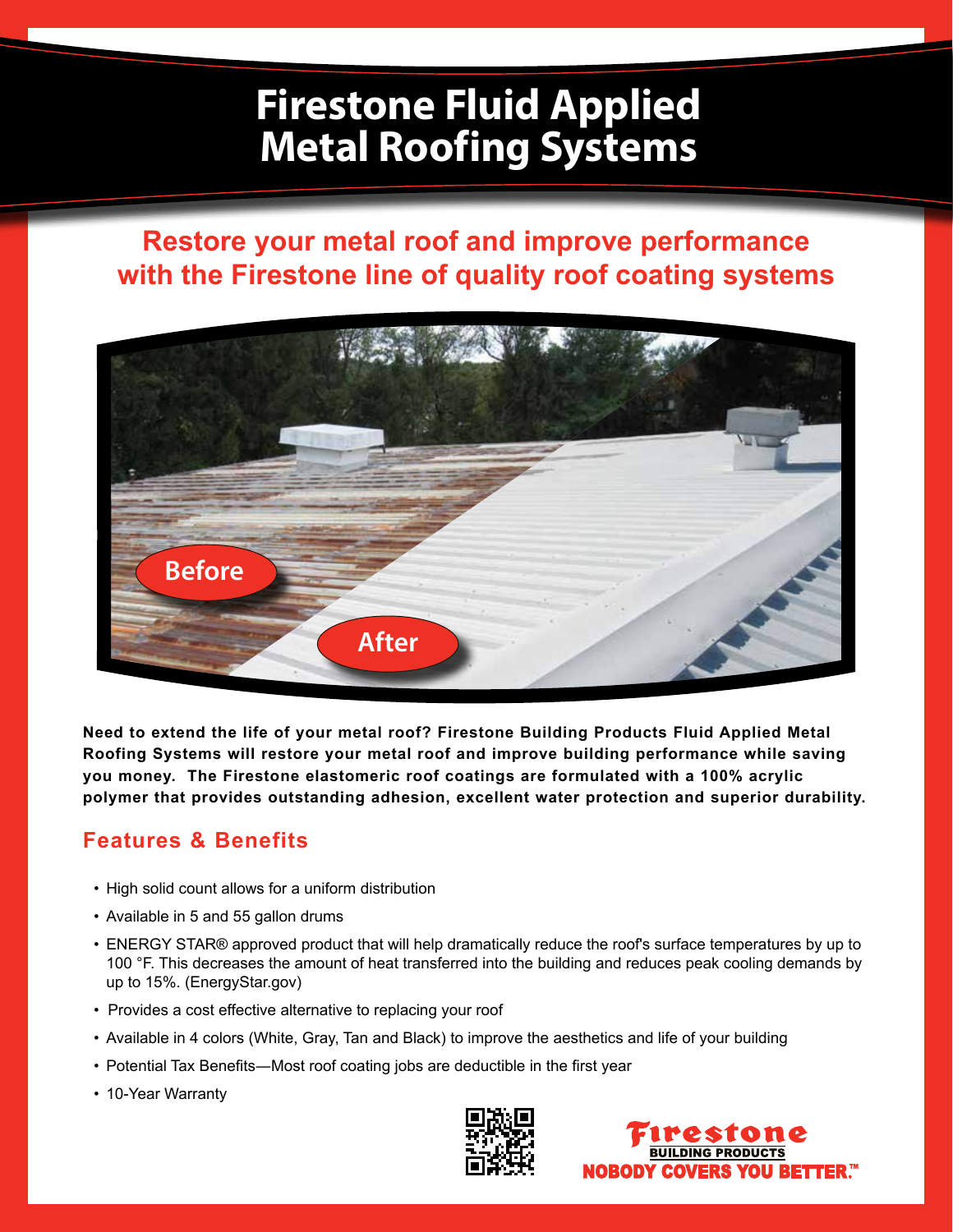# Firestone Fluid Applied Metal Roofing Systems

## Restore your metal roof and improve performance with the Firestone line of quality roof coating systems

**Need to extend the life of your metal roof? Firestone Building Products Fluid Applied Metal Roofing Systems will restore your metal roof and improve building performance while saving you money. The Firestone elastomeric roof coatings are formulated with a 100% acrylic polymer that provides outstanding adhesion, excellent water protection and superior durability.**

## Features & Benefits

- High solid count allows for a uniform distribution
- Available in 5 and 55 gallon drums
- ENERGY STAR® approved product that will help dramatically reduce the roof's surface temperatures by up to 100 °F. This decreases the amount of heat transferred into the building and reduces peak cooling demands by up to 15%. (EnergyStar.gov)
- Provides a cost effective alternative to replacing your roof
- Available in 4 colors (White, Gray, Tan and Black) to improve the aesthetics and life of your building
- Potential Tax Benefits—Most roof coating jobs are deductible in the first year
- 10-Year Warranty

Firestone BUILDING PRODUCTS
NOBODY COVERS YOU BETTER.™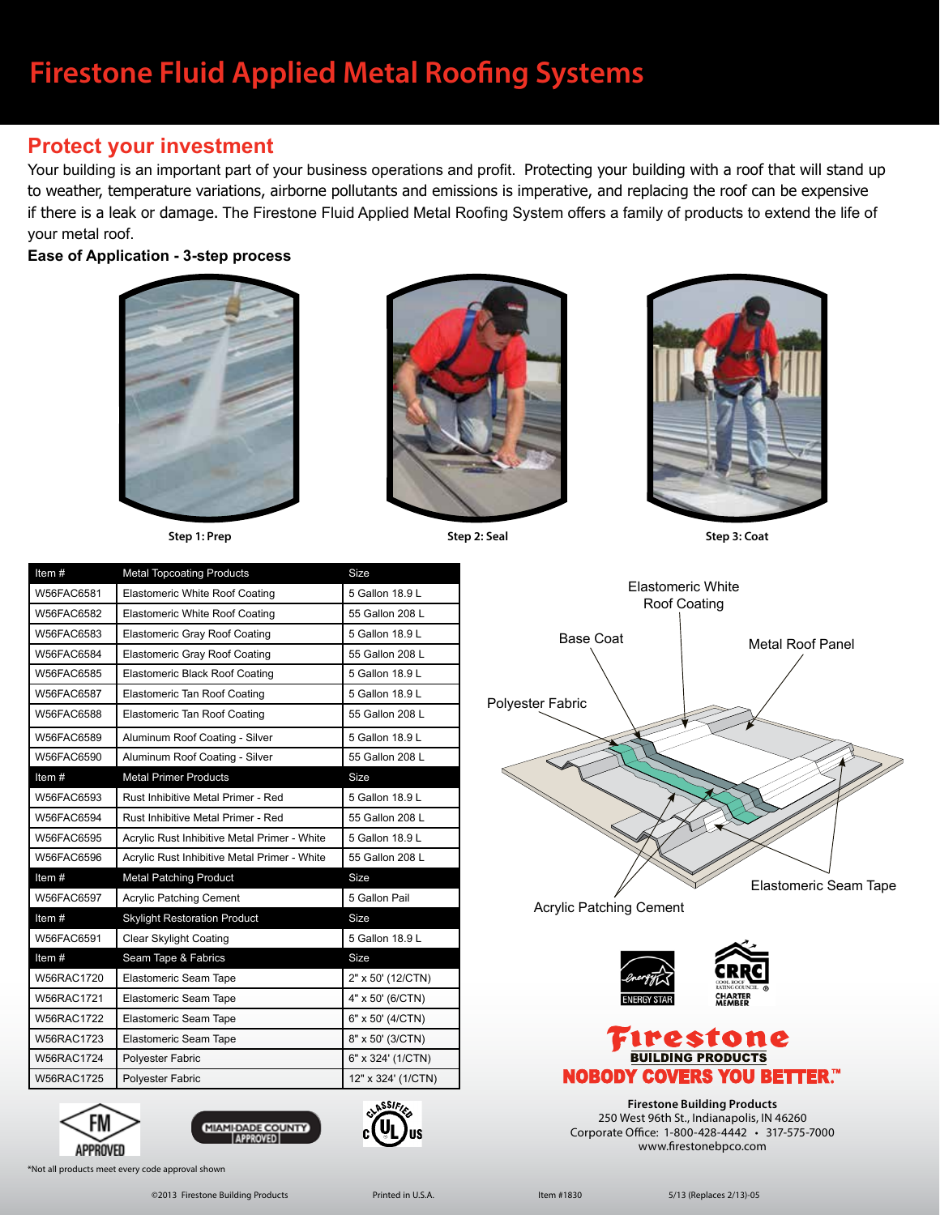# Firestone Fluid Applied Metal Roofing Systems

## Protect your investment

Your building is an important part of your business operations and profit. Protecting your building with a roof that will stand up to weather, temperature variations, airborne pollutants and emissions is imperative, and replacing the roof can be expensive if there is a leak or damage. The Firestone Fluid Applied Metal Roofing System offers a family of products to extend the life of your metal roof.

**Ease of Application - 3-step process**

Step 1: Prep

Step 2: Seal

Step 3: Coat

| Item # | Metal Topcoating Products | Size |
|---|---|---|
| W56FAC6581 | Elastomeric White Roof Coating | 5 Gallon 18.9 L |
| W56FAC6582 | Elastomeric White Roof Coating | 55 Gallon 208 L |
| W56FAC6583 | Elastomeric Gray Roof Coating | 5 Gallon 18.9 L |
| W56FAC6584 | Elastomeric Gray Roof Coating | 55 Gallon 208 L |
| W56FAC6585 | Elastomeric Black Roof Coating | 5 Gallon 18.9 L |
| W56FAC6587 | Elastomeric Tan Roof Coating | 5 Gallon 18.9 L |
| W56FAC6588 | Elastomeric Tan Roof Coating | 55 Gallon 208 L |
| W56FAC6589 | Aluminum Roof Coating - Silver | 5 Gallon 18.9 L |
| W56FAC6590 | Aluminum Roof Coating - Silver | 55 Gallon 208 L |
| **Item #** | **Metal Primer Products** | **Size** |
| W56FAC6593 | Rust Inhibitive Metal Primer - Red | 5 Gallon 18.9 L |
| W56FAC6594 | Rust Inhibitive Metal Primer - Red | 55 Gallon 208 L |
| W56FAC6595 | Acrylic Rust Inhibitive Metal Primer - White | 5 Gallon 18.9 L |
| W56FAC6596 | Acrylic Rust Inhibitive Metal Primer - White | 55 Gallon 208 L |
| **Item #** | **Metal Patching Product** | **Size** |
| W56FAC6597 | Acrylic Patching Cement | 5 Gallon Pail |
| **Item #** | **Skylight Restoration Product** | **Size** |
| W56FAC6591 | Clear Skylight Coating | 5 Gallon 18.9 L |
| **Item #** | **Seam Tape & Fabrics** | **Size** |
| W56RAC1720 | Elastomeric Seam Tape | 2" x 50' (12/CTN) |
| W56RAC1721 | Elastomeric Seam Tape | 4" x 50' (6/CTN) |
| W56RAC1722 | Elastomeric Seam Tape | 6" x 50' (4/CTN) |
| W56RAC1723 | Elastomeric Seam Tape | 8" x 50' (3/CTN) |
| W56RAC1724 | Polyester Fabric | 6" x 324' (1/CTN) |
| W56RAC1725 | Polyester Fabric | 12" x 324' (1/CTN) |

Elastomeric White Roof Coating
Base Coat
Metal Roof Panel
Polyester Fabric
Elastomeric Seam Tape
Acrylic Patching Cement

FM APPROVED
MIAMI-DADE COUNTY APPROVED
CLASSIFIED c UL US

*Not all products meet every code approval shown

ENERGY STAR
CRRC COOL ROOF RATING COUNCIL CHARTER MEMBER

Firestone BUILDING PRODUCTS
NOBODY COVERS YOU BETTER.™

**Firestone Building Products**
250 West 96th St., Indianapolis, IN 46260
Corporate Office: 1-800-428-4442 • 317-575-7000
www.firestonebpco.com

©2013 Firestone Building Products    Printed in U.S.A.    Item #1830    5/13 (Replaces 2/13)-05